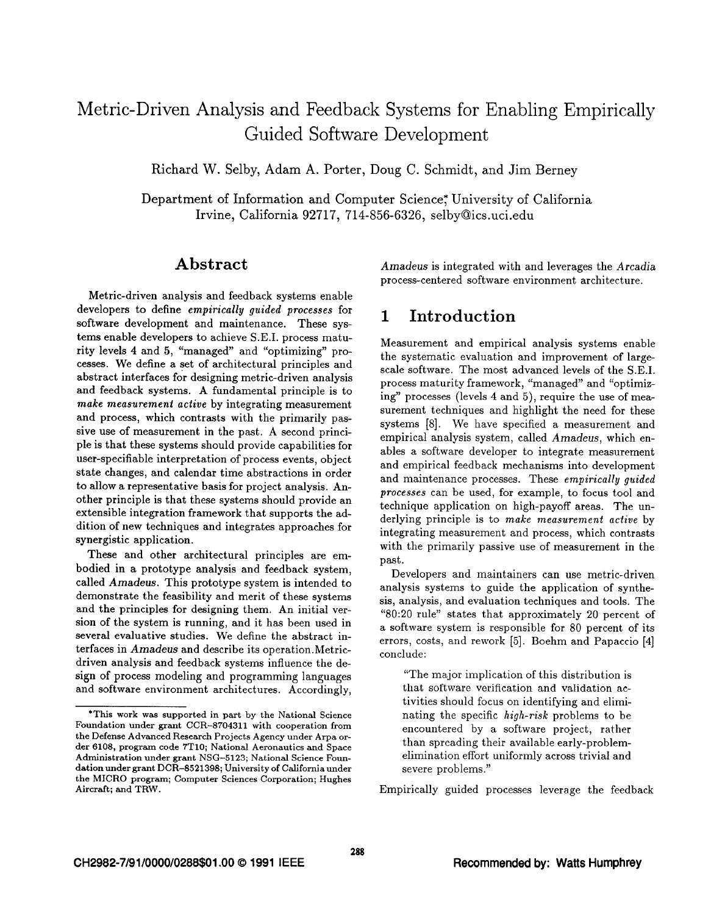# Metric-Driven Analysis and Feedback Systems for Enabling Empirically Guided Software Development

Richard W. Selby, Adam A. Porter, Doug C. Schmidt, and Jim Berney

Department of Information and Computer Science*, University of California
Irvine, California 92717, 714-856-6326, selby@ics.uci.edu

## Abstract

Metric-driven analysis and feedback systems enable developers to define *empirically guided processes* for software development and maintenance. These systems enable developers to achieve S.E.I. process maturity levels 4 and 5, "managed" and "optimizing" processes. We define a set of architectural principles and abstract interfaces for designing metric-driven analysis and feedback systems. A fundamental principle is to *make measurement active* by integrating measurement and process, which contrasts with the primarily passive use of measurement in the past. A second principle is that these systems should provide capabilities for user-specifiable interpretation of process events, object state changes, and calendar time abstractions in order to allow a representative basis for project analysis. Another principle is that these systems should provide an extensible integration framework that supports the addition of new techniques and integrates approaches for synergistic application.

These and other architectural principles are embodied in a prototype analysis and feedback system, called *Amadeus*. This prototype system is intended to demonstrate the feasibility and merit of these systems and the principles for designing them. An initial version of the system is running, and it has been used in several evaluative studies. We define the abstract interfaces in *Amadeus* and describe its operation. Metric-driven analysis and feedback systems influence the design of process modeling and programming languages and software environment architectures. Accordingly, *Amadeus* is integrated with and leverages the *Arcadia* process-centered software environment architecture.

*This work was supported in part by the National Science Foundation under grant CCR-8704311 with cooperation from the Defense Advanced Research Projects Agency under Arpa order 6108, program code 7T10; National Aeronautics and Space Administration under grant NSG-5123; National Science Foundation under grant DCR-8521398; University of California under the MICRO program; Computer Sciences Corporation; Hughes Aircraft; and TRW.

## 1 Introduction

Measurement and empirical analysis systems enable the systematic evaluation and improvement of large-scale software. The most advanced levels of the S.E.I. process maturity framework, "managed" and "optimizing" processes (levels 4 and 5), require the use of measurement techniques and highlight the need for these systems [8]. We have specified a measurement and empirical analysis system, called *Amadeus*, which enables a software developer to integrate measurement and empirical feedback mechanisms into development and maintenance processes. These *empirically guided processes* can be used, for example, to focus tool and technique application on high-payoff areas. The underlying principle is to *make measurement active* by integrating measurement and process, which contrasts with the primarily passive use of measurement in the past.

Developers and maintainers can use metric-driven analysis systems to guide the application of synthesis, analysis, and evaluation techniques and tools. The "80:20 rule" states that approximately 20 percent of a software system is responsible for 80 percent of its errors, costs, and rework [5]. Boehm and Papaccio [4] conclude:

> "The major implication of this distribution is that software verification and validation activities should focus on identifying and eliminating the specific *high-risk* problems to be encountered by a software project, rather than spreading their available early-problem-elimination effort uniformly across trivial and severe problems."

Empirically guided processes leverage the feedback

CH2982-7/91/0000/0288$01.00 © 1991 IEEE

Recommended by: Watts Humphrey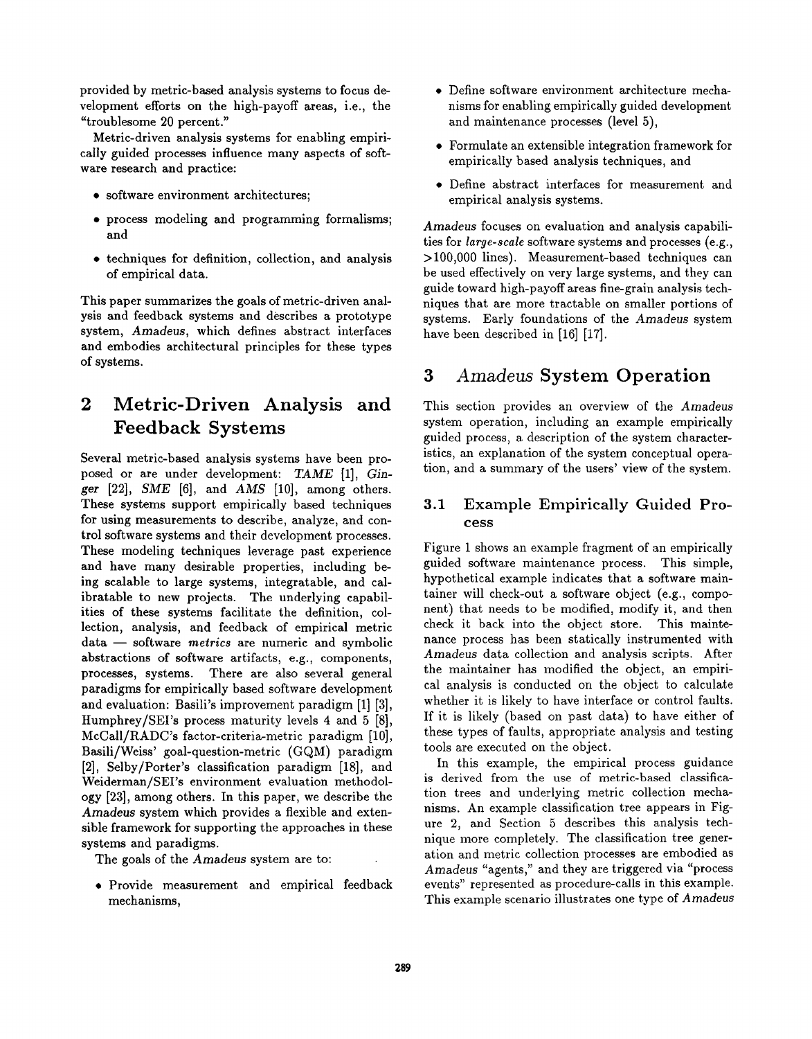provided by metric-based analysis systems to focus development efforts on the high-payoff areas, i.e., the "troublesome 20 percent."

Metric-driven analysis systems for enabling empirically guided processes influence many aspects of software research and practice:

- software environment architectures;
- process modeling and programming formalisms; and
- techniques for definition, collection, and analysis of empirical data.

This paper summarizes the goals of metric-driven analysis and feedback systems and describes a prototype system, *Amadeus*, which defines abstract interfaces and embodies architectural principles for these types of systems.

## 2 Metric-Driven Analysis and Feedback Systems

Several metric-based analysis systems have been proposed or are under development: *TAME* [1], *Ginger* [22], *SME* [6], and *AMS* [10], among others. These systems support empirically based techniques for using measurements to describe, analyze, and control software systems and their development processes. These modeling techniques leverage past experience and have many desirable properties, including being scalable to large systems, integratable, and calibratable to new projects. The underlying capabilities of these systems facilitate the definition, collection, analysis, and feedback of empirical metric data — software *metrics* are numeric and symbolic abstractions of software artifacts, e.g., components, processes, systems. There are also several general paradigms for empirically based software development and evaluation: Basili's improvement paradigm [1] [3], Humphrey/SEI's process maturity levels 4 and 5 [8], McCall/RADC's factor-criteria-metric paradigm [10], Basili/Weiss' goal-question-metric (GQM) paradigm [2], Selby/Porter's classification paradigm [18], and Weiderman/SEI's environment evaluation methodology [23], among others. In this paper, we describe the *Amadeus* system which provides a flexible and extensible framework for supporting the approaches in these systems and paradigms.

The goals of the *Amadeus* system are to:

- Provide measurement and empirical feedback mechanisms,
- Define software environment architecture mechanisms for enabling empirically guided development and maintenance processes (level 5),
- Formulate an extensible integration framework for empirically based analysis techniques, and
- Define abstract interfaces for measurement and empirical analysis systems.

*Amadeus* focuses on evaluation and analysis capabilities for *large-scale* software systems and processes (e.g., >100,000 lines). Measurement-based techniques can be used effectively on very large systems, and they can guide toward high-payoff areas fine-grain analysis techniques that are more tractable on smaller portions of systems. Early foundations of the *Amadeus* system have been described in [16] [17].

## 3 *Amadeus* System Operation

This section provides an overview of the *Amadeus* system operation, including an example empirically guided process, a description of the system characteristics, an explanation of the system conceptual operation, and a summary of the users' view of the system.

### 3.1 Example Empirically Guided Process

Figure 1 shows an example fragment of an empirically guided software maintenance process. This simple, hypothetical example indicates that a software maintainer will check-out a software object (e.g., component) that needs to be modified, modify it, and then check it back into the object store. This maintenance process has been statically instrumented with *Amadeus* data collection and analysis scripts. After the maintainer has modified the object, an empirical analysis is conducted on the object to calculate whether it is likely to have interface or control faults. If it is likely (based on past data) to have either of these types of faults, appropriate analysis and testing tools are executed on the object.

In this example, the empirical process guidance is derived from the use of metric-based classification trees and underlying metric collection mechanisms. An example classification tree appears in Figure 2, and Section 5 describes this analysis technique more completely. The classification tree generation and metric collection processes are embodied as *Amadeus* "agents," and they are triggered via "process events" represented as procedure-calls in this example. This example scenario illustrates one type of *Amadeus*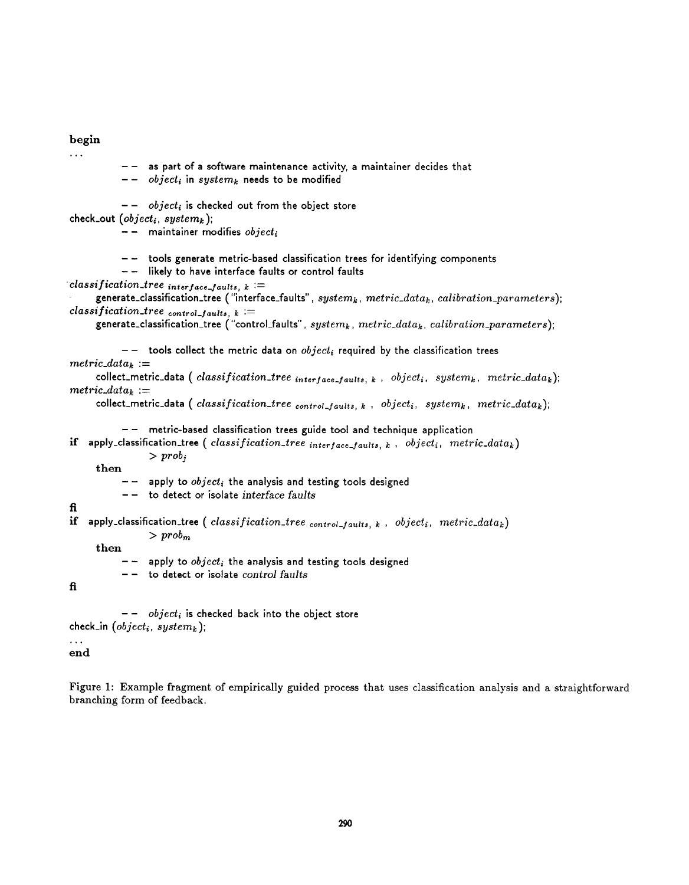```
begin
...
        -- as part of a software maintenance activity, a maintainer decides that
        -- object_i in system_k needs to be modified

        -- object_i is checked out from the object store
check_out (object_i, system_k);
        -- maintainer modifies object_i

        -- tools generate metric-based classification trees for identifying components
        -- likely to have interface faults or control faults
classification_tree interface_faults, k :=
    generate_classification_tree ("interface_faults", system_k, metric_data_k, calibration_parameters);
classification_tree control_faults, k :=
    generate_classification_tree ("control_faults", system_k, metric_data_k, calibration_parameters);

        -- tools collect the metric data on object_i required by the classification trees
metric_data_k :=
    collect_metric_data ( classification_tree interface_faults, k , object_i, system_k, metric_data_k);
metric_data_k :=
    collect_metric_data ( classification_tree control_faults, k , object_i, system_k, metric_data_k);

        -- metric-based classification trees guide tool and technique application
if  apply_classification_tree ( classification_tree interface_faults, k , object_i, metric_data_k)
            > prob_j
    then
        -- apply to object_i the analysis and testing tools designed
        -- to detect or isolate interface faults
fi
if  apply_classification_tree ( classification_tree control_faults, k , object_i, metric_data_k)
            > prob_m
    then
        -- apply to object_i the analysis and testing tools designed
        -- to detect or isolate control faults
fi

        -- object_i is checked back into the object store
check_in (object_i, system_k);
...
end
```

Figure 1: Example fragment of empirically guided process that uses classification analysis and a straightforward branching form of feedback.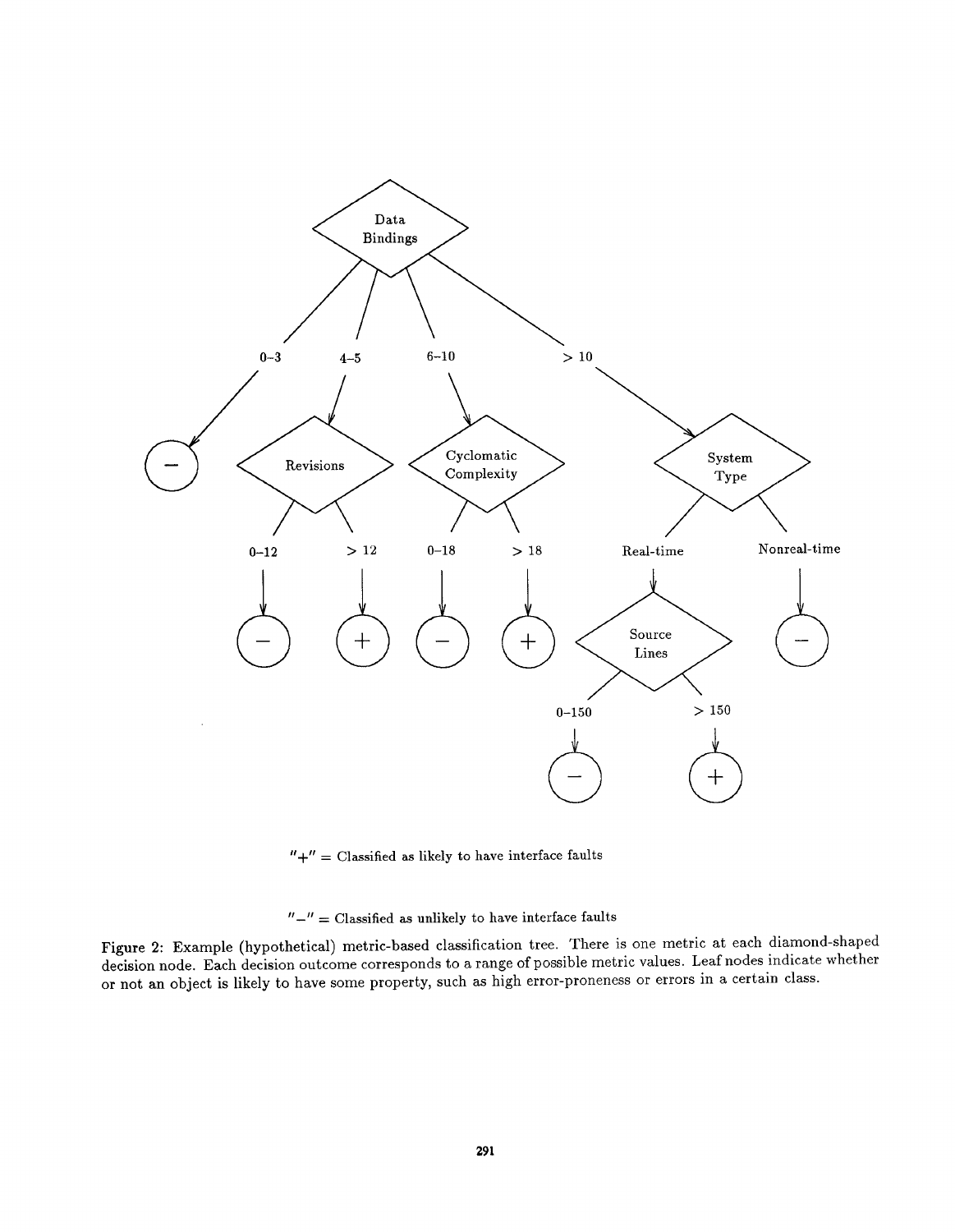"+" = Classified as likely to have interface faults

"−" = Classified as unlikely to have interface faults

Figure 2: Example (hypothetical) metric-based classification tree. There is one metric at each diamond-shaped decision node. Each decision outcome corresponds to a range of possible metric values. Leaf nodes indicate whether or not an object is likely to have some property, such as high error-proneness or errors in a certain class.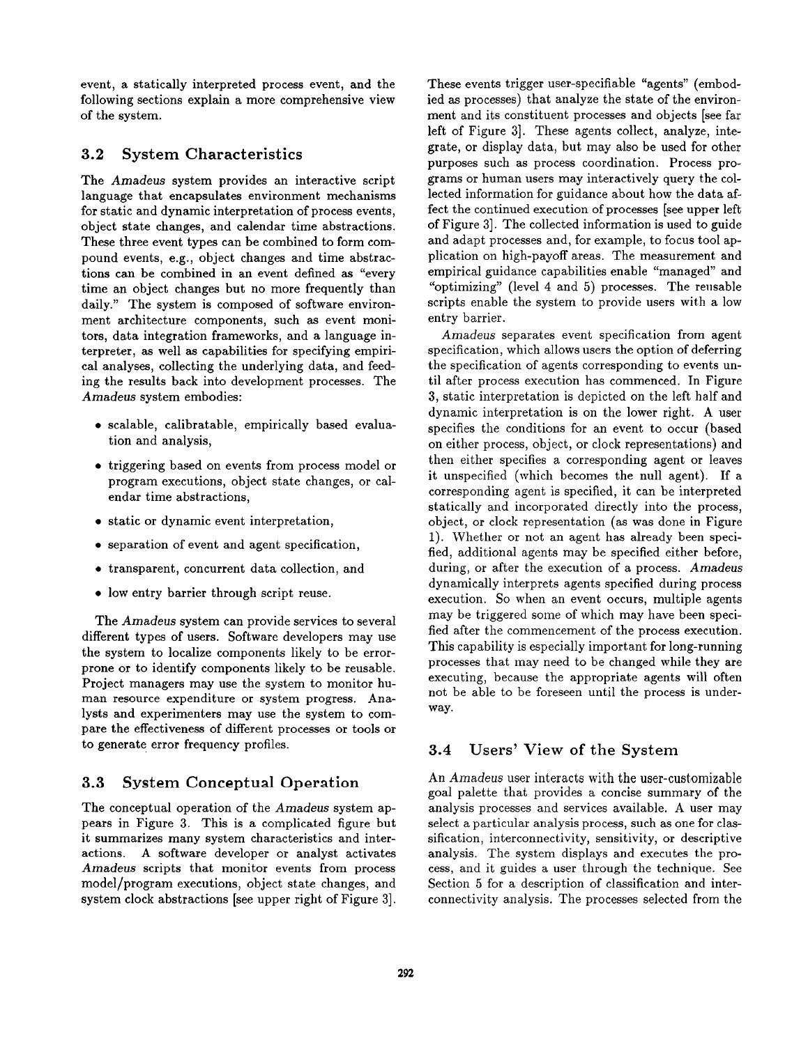event, a statically interpreted process event, and the following sections explain a more comprehensive view of the system.

## 3.2 System Characteristics

The *Amadeus* system provides an interactive script language that encapsulates environment mechanisms for static and dynamic interpretation of process events, object state changes, and calendar time abstractions. These three event types can be combined to form compound events, e.g., object changes and time abstractions can be combined in an event defined as "every time an object changes but no more frequently than daily." The system is composed of software environment architecture components, such as event monitors, data integration frameworks, and a language interpreter, as well as capabilities for specifying empirical analyses, collecting the underlying data, and feeding the results back into development processes. The *Amadeus* system embodies:

- scalable, calibratable, empirically based evaluation and analysis,
- triggering based on events from process model or program executions, object state changes, or calendar time abstractions,
- static or dynamic event interpretation,
- separation of event and agent specification,
- transparent, concurrent data collection, and
- low entry barrier through script reuse.

The *Amadeus* system can provide services to several different types of users. Software developers may use the system to localize components likely to be error-prone or to identify components likely to be reusable. Project managers may use the system to monitor human resource expenditure or system progress. Analysts and experimenters may use the system to compare the effectiveness of different processes or tools or to generate error frequency profiles.

## 3.3 System Conceptual Operation

The conceptual operation of the *Amadeus* system appears in Figure 3. This is a complicated figure but it summarizes many system characteristics and interactions. A software developer or analyst activates *Amadeus* scripts that monitor events from process model/program executions, object state changes, and system clock abstractions [see upper right of Figure 3]. These events trigger user-specifiable "agents" (embodied as processes) that analyze the state of the environment and its constituent processes and objects [see far left of Figure 3]. These agents collect, analyze, integrate, or display data, but may also be used for other purposes such as process coordination. Process programs or human users may interactively query the collected information for guidance about how the data affect the continued execution of processes [see upper left of Figure 3]. The collected information is used to guide and adapt processes and, for example, to focus tool application on high-payoff areas. The measurement and empirical guidance capabilities enable "managed" and "optimizing" (level 4 and 5) processes. The reusable scripts enable the system to provide users with a low entry barrier.

*Amadeus* separates event specification from agent specification, which allows users the option of deferring the specification of agents corresponding to events until after process execution has commenced. In Figure 3, static interpretation is depicted on the left half and dynamic interpretation is on the lower right. A user specifies the conditions for an event to occur (based on either process, object, or clock representations) and then either specifies a corresponding agent or leaves it unspecified (which becomes the null agent). If a corresponding agent is specified, it can be interpreted statically and incorporated directly into the process, object, or clock representation (as was done in Figure 1). Whether or not an agent has already been specified, additional agents may be specified either before, during, or after the execution of a process. *Amadeus* dynamically interprets agents specified during process execution. So when an event occurs, multiple agents may be triggered some of which may have been specified after the commencement of the process execution. This capability is especially important for long-running processes that may need to be changed while they are executing, because the appropriate agents will often not be able to be foreseen until the process is underway.

## 3.4 Users' View of the System

An *Amadeus* user interacts with the user-customizable goal palette that provides a concise summary of the analysis processes and services available. A user may select a particular analysis process, such as one for classification, interconnectivity, sensitivity, or descriptive analysis. The system displays and executes the process, and it guides a user through the technique. See Section 5 for a description of classification and interconnectivity analysis. The processes selected from the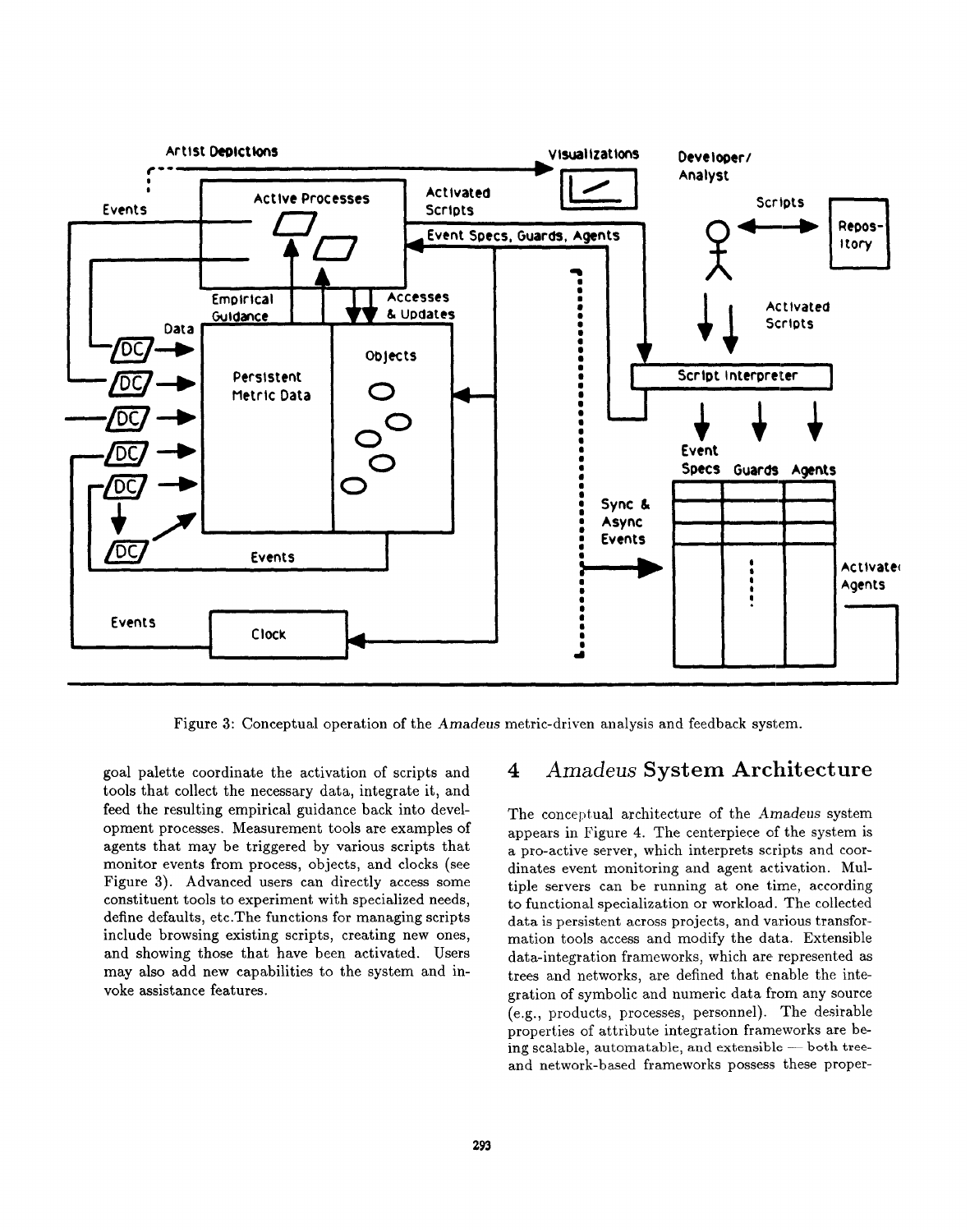Figure 3: Conceptual operation of the *Amadeus* metric-driven analysis and feedback system.

goal palette coordinate the activation of scripts and tools that collect the necessary data, integrate it, and feed the resulting empirical guidance back into development processes. Measurement tools are examples of agents that may be triggered by various scripts that monitor events from process, objects, and clocks (see Figure 3). Advanced users can directly access some constituent tools to experiment with specialized needs, define defaults, etc.The functions for managing scripts include browsing existing scripts, creating new ones, and showing those that have been activated. Users may also add new capabilities to the system and invoke assistance features.

## 4 *Amadeus* System Architecture

The conceptual architecture of the *Amadeus* system appears in Figure 4. The centerpiece of the system is a pro-active server, which interprets scripts and coordinates event monitoring and agent activation. Multiple servers can be running at one time, according to functional specialization or workload. The collected data is persistent across projects, and various transformation tools access and modify the data. Extensible data-integration frameworks, which are represented as trees and networks, are defined that enable the integration of symbolic and numeric data from any source (e.g., products, processes, personnel). The desirable properties of attribute integration frameworks are being scalable, automatable, and extensible — both tree- and network-based frameworks possess these proper-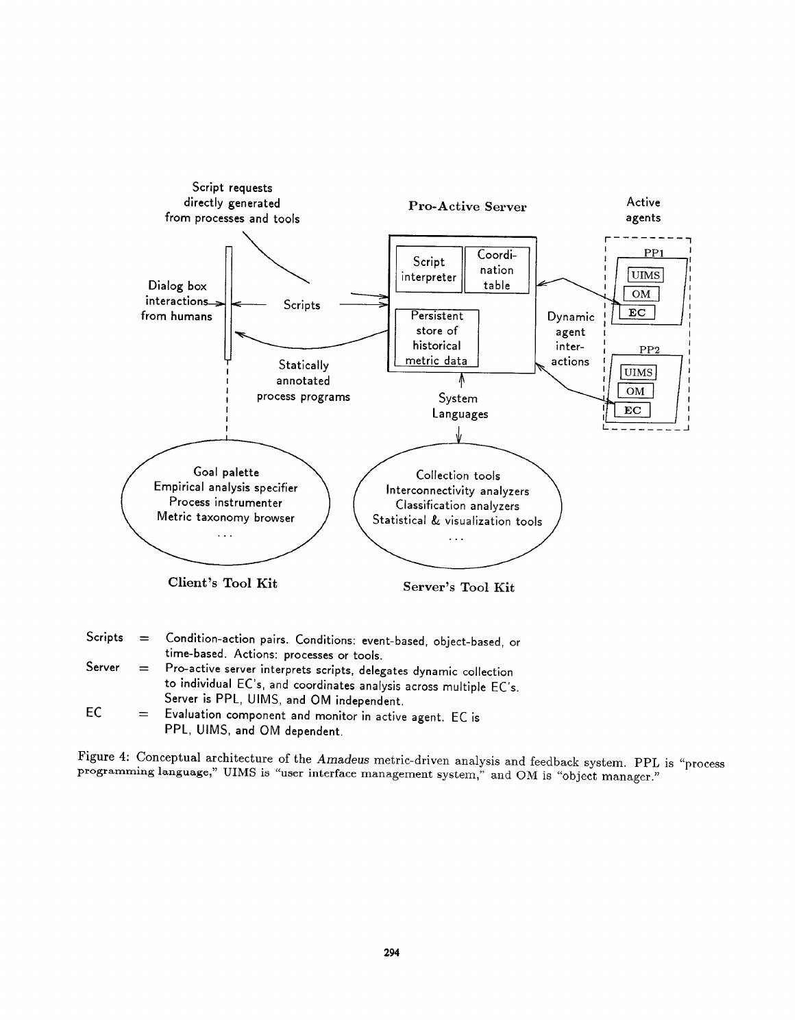Script requests directly generated from processes and tools

**Pro-Active Server**

Active agents

Script interpreter

Coordination table

Persistent store of historical metric data

Dialog box interactions from humans

Scripts

Statically annotated process programs

Dynamic agent interactions

PP1: UIMS, OM, EC

PP2: UIMS, OM, EC

System Languages

Goal palette
Empirical analysis specifier
Process instrumenter
Metric taxonomy browser
...

**Client's Tool Kit**

Collection tools
Interconnectivity analyzers
Classification analyzers
Statistical & visualization tools
...

**Server's Tool Kit**

| | | |
|---|---|---|
| Scripts | = | Condition-action pairs. Conditions: event-based, object-based, or time-based. Actions: processes or tools. |
| Server | = | Pro-active server interprets scripts, delegates dynamic collection to individual EC's, and coordinates analysis across multiple EC's. Server is PPL, UIMS, and OM independent. |
| EC | = | Evaluation component and monitor in active agent. EC is PPL, UIMS, and OM dependent. |

Figure 4: Conceptual architecture of the *Amadeus* metric-driven analysis and feedback system. PPL is "process programming language," UIMS is "user interface management system," and OM is "object manager."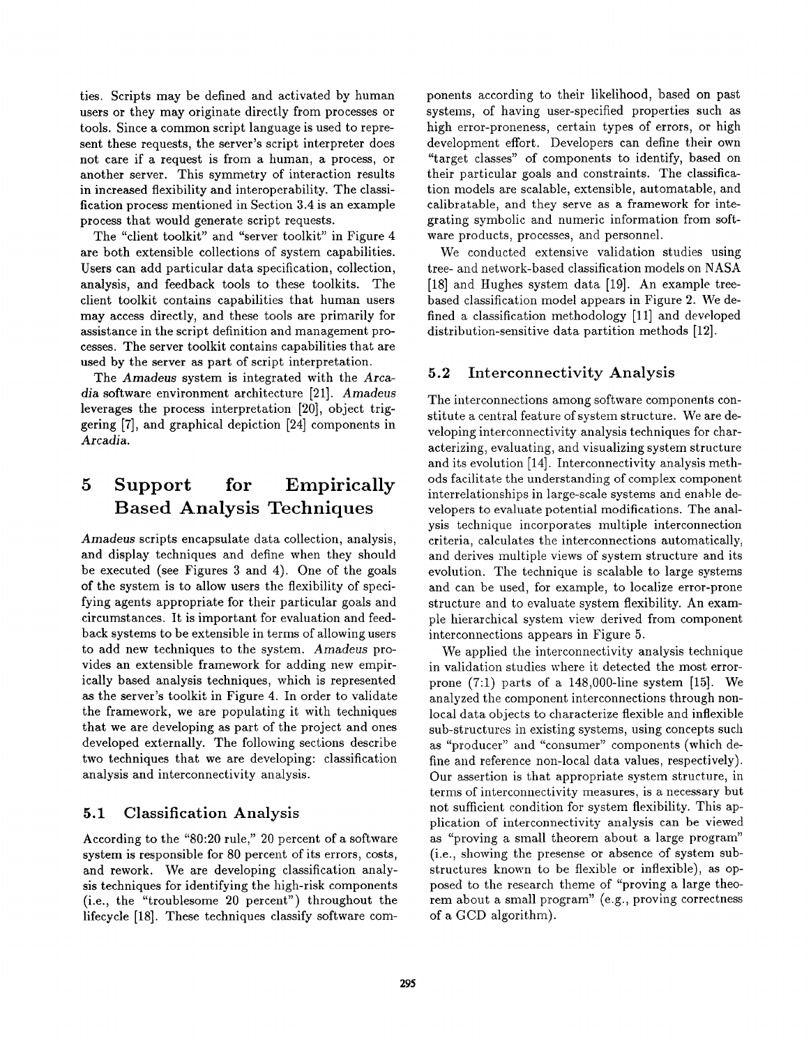ties. Scripts may be defined and activated by human users or they may originate directly from processes or tools. Since a common script language is used to represent these requests, the server's script interpreter does not care if a request is from a human, a process, or another server. This symmetry of interaction results in increased flexibility and interoperability. The classification process mentioned in Section 3.4 is an example process that would generate script requests.

The "client toolkit" and "server toolkit" in Figure 4 are both extensible collections of system capabilities. Users can add particular data specification, collection, analysis, and feedback tools to these toolkits. The client toolkit contains capabilities that human users may access directly, and these tools are primarily for assistance in the script definition and management processes. The server toolkit contains capabilities that are used by the server as part of script interpretation.

The *Amadeus* system is integrated with the *Arcadia* software environment architecture [21]. *Amadeus* leverages the process interpretation [20], object triggering [7], and graphical depiction [24] components in *Arcadia*.

## 5 Support for Empirically Based Analysis Techniques

*Amadeus* scripts encapsulate data collection, analysis, and display techniques and define when they should be executed (see Figures 3 and 4). One of the goals of the system is to allow users the flexibility of specifying agents appropriate for their particular goals and circumstances. It is important for evaluation and feedback systems to be extensible in terms of allowing users to add new techniques to the system. *Amadeus* provides an extensible framework for adding new empirically based analysis techniques, which is represented as the server's toolkit in Figure 4. In order to validate the framework, we are populating it with techniques that we are developing as part of the project and ones developed externally. The following sections describe two techniques that we are developing: classification analysis and interconnectivity analysis.

### 5.1 Classification Analysis

According to the "80:20 rule," 20 percent of a software system is responsible for 80 percent of its errors, costs, and rework. We are developing classification analysis techniques for identifying the high-risk components (i.e., the "troublesome 20 percent") throughout the lifecycle [18]. These techniques classify software components according to their likelihood, based on past systems, of having user-specified properties such as high error-proneness, certain types of errors, or high development effort. Developers can define their own "target classes" of components to identify, based on their particular goals and constraints. The classification models are scalable, extensible, automatable, and calibratable, and they serve as a framework for integrating symbolic and numeric information from software products, processes, and personnel.

We conducted extensive validation studies using tree- and network-based classification models on NASA [18] and Hughes system data [19]. An example tree-based classification model appears in Figure 2. We defined a classification methodology [11] and developed distribution-sensitive data partition methods [12].

### 5.2 Interconnectivity Analysis

The interconnections among software components constitute a central feature of system structure. We are developing interconnectivity analysis techniques for characterizing, evaluating, and visualizing system structure and its evolution [14]. Interconnectivity analysis methods facilitate the understanding of complex component interrelationships in large-scale systems and enable developers to evaluate potential modifications. The analysis technique incorporates multiple interconnection criteria, calculates the interconnections automatically, and derives multiple views of system structure and its evolution. The technique is scalable to large systems and can be used, for example, to localize error-prone structure and to evaluate system flexibility. An example hierarchical system view derived from component interconnections appears in Figure 5.

We applied the interconnectivity analysis technique in validation studies where it detected the most error-prone (7:1) parts of a 148,000-line system [15]. We analyzed the component interconnections through non-local data objects to characterize flexible and inflexible sub-structures in existing systems, using concepts such as "producer" and "consumer" components (which define and reference non-local data values, respectively). Our assertion is that appropriate system structure, in terms of interconnectivity measures, is a necessary but not sufficient condition for system flexibility. This application of interconnectivity analysis can be viewed as "proving a small theorem about a large program" (i.e., showing the presense or absence of system substructures known to be flexible or inflexible), as opposed to the research theme of "proving a large theorem about a small program" (e.g., proving correctness of a GCD algorithm).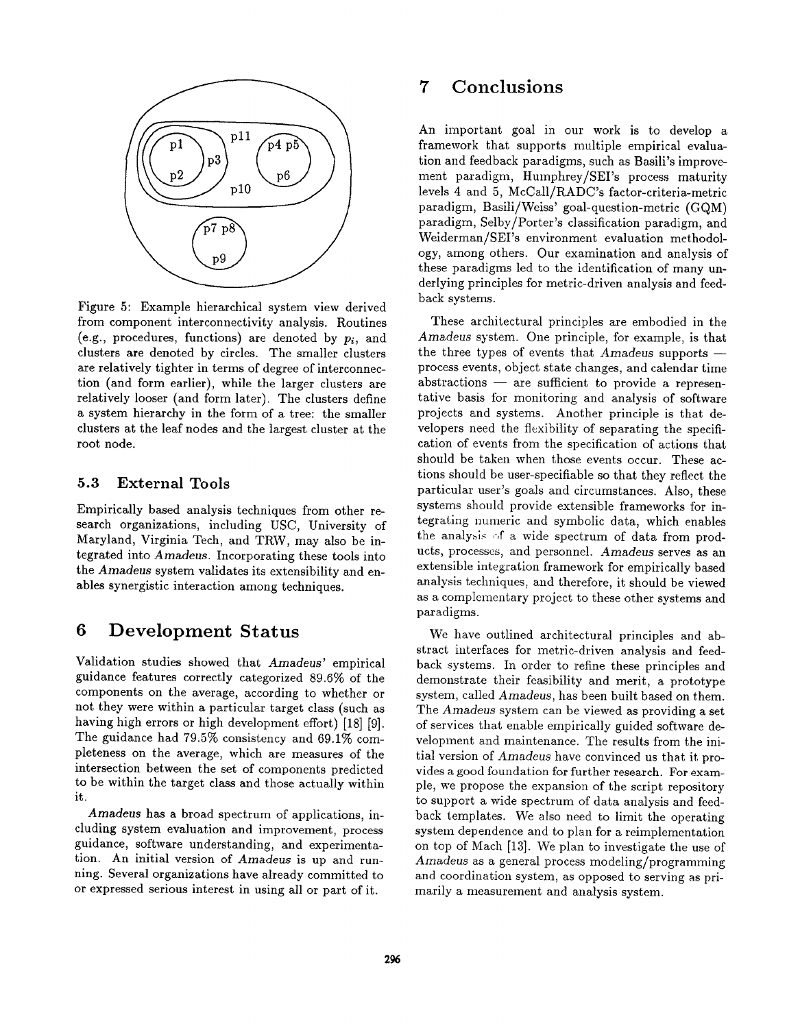p11
p1
p4 p5
p3
p2
p6
p10
p7 p8
p9

Figure 5: Example hierarchical system view derived from component interconnectivity analysis. Routines (e.g., procedures, functions) are denoted by $p_i$, and clusters are denoted by circles. The smaller clusters are relatively tighter in terms of degree of interconnection (and form earlier), while the larger clusters are relatively looser (and form later). The clusters define a system hierarchy in the form of a tree: the smaller clusters at the leaf nodes and the largest cluster at the root node.

### 5.3 External Tools

Empirically based analysis techniques from other research organizations, including USC, University of Maryland, Virginia Tech, and TRW, may also be integrated into *Amadeus*. Incorporating these tools into the *Amadeus* system validates its extensibility and enables synergistic interaction among techniques.

## 6 Development Status

Validation studies showed that *Amadeus'* empirical guidance features correctly categorized 89.6% of the components on the average, according to whether or not they were within a particular target class (such as having high errors or high development effort) [18] [9]. The guidance had 79.5% consistency and 69.1% completeness on the average, which are measures of the intersection between the set of components predicted to be within the target class and those actually within it.

*Amadeus* has a broad spectrum of applications, including system evaluation and improvement, process guidance, software understanding, and experimentation. An initial version of *Amadeus* is up and running. Several organizations have already committed to or expressed serious interest in using all or part of it.

## 7 Conclusions

An important goal in our work is to develop a framework that supports multiple empirical evaluation and feedback paradigms, such as Basili's improvement paradigm, Humphrey/SEI's process maturity levels 4 and 5, McCall/RADC's factor-criteria-metric paradigm, Basili/Weiss' goal-question-metric (GQM) paradigm, Selby/Porter's classification paradigm, and Weiderman/SEI's environment evaluation methodology, among others. Our examination and analysis of these paradigms led to the identification of many underlying principles for metric-driven analysis and feedback systems.

These architectural principles are embodied in the *Amadeus* system. One principle, for example, is that the three types of events that *Amadeus* supports — process events, object state changes, and calendar time abstractions — are sufficient to provide a representative basis for monitoring and analysis of software projects and systems. Another principle is that developers need the flexibility of separating the specification of events from the specification of actions that should be taken when those events occur. These actions should be user-specifiable so that they reflect the particular user's goals and circumstances. Also, these systems should provide extensible frameworks for integrating numeric and symbolic data, which enables the analysis of a wide spectrum of data from products, processes, and personnel. *Amadeus* serves as an extensible integration framework for empirically based analysis techniques, and therefore, it should be viewed as a complementary project to these other systems and paradigms.

We have outlined architectural principles and abstract interfaces for metric-driven analysis and feedback systems. In order to refine these principles and demonstrate their feasibility and merit, a prototype system, called *Amadeus*, has been built based on them. The *Amadeus* system can be viewed as providing a set of services that enable empirically guided software development and maintenance. The results from the initial version of *Amadeus* have convinced us that it provides a good foundation for further research. For example, we propose the expansion of the script repository to support a wide spectrum of data analysis and feedback templates. We also need to limit the operating system dependence and to plan for a reimplementation on top of Mach [13]. We plan to investigate the use of *Amadeus* as a general process modeling/programming and coordination system, as opposed to serving as primarily a measurement and analysis system.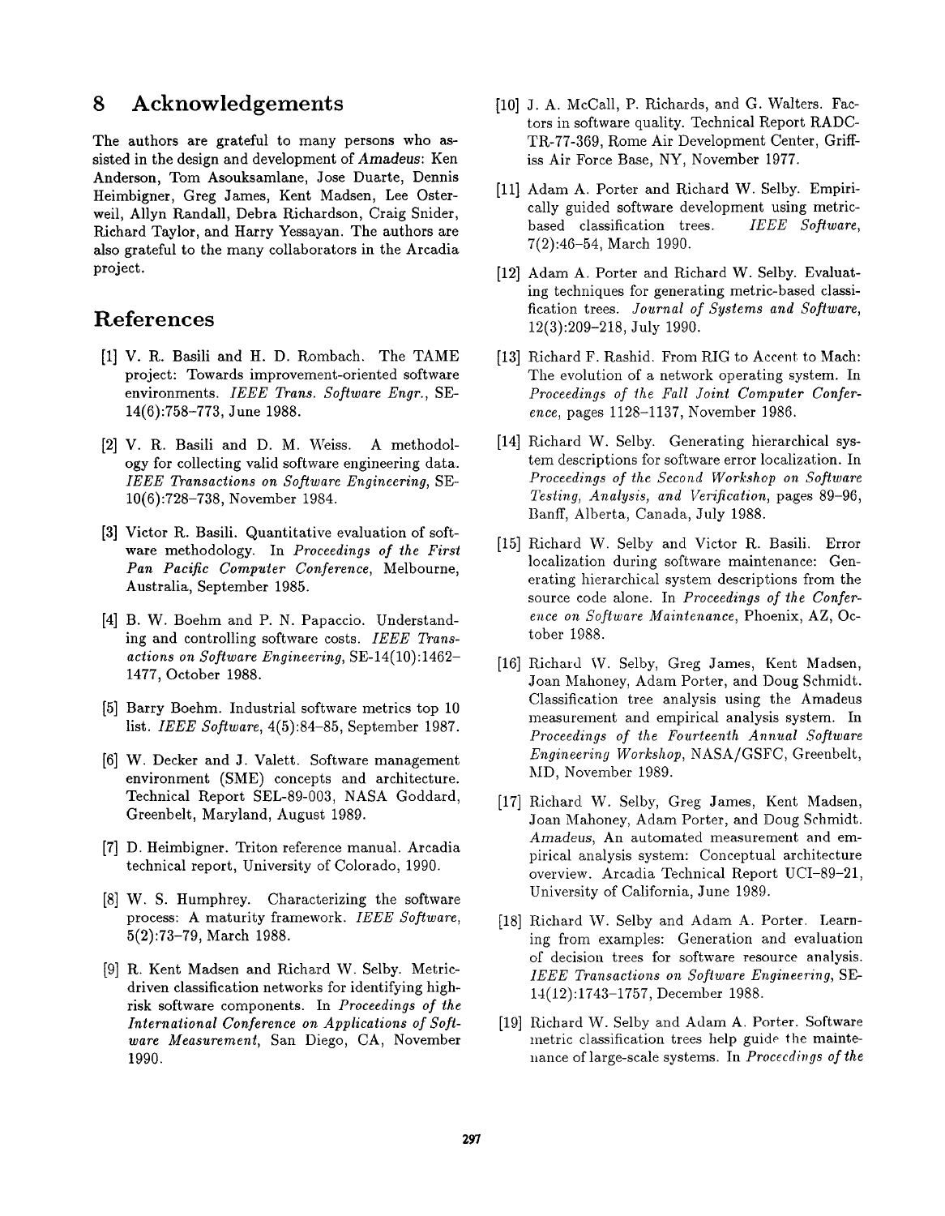## 8 Acknowledgements

The authors are grateful to many persons who assisted in the design and development of *Amadeus*: Ken Anderson, Tom Asouksamlane, Jose Duarte, Dennis Heimbigner, Greg James, Kent Madsen, Lee Osterweil, Allyn Randall, Debra Richardson, Craig Snider, Richard Taylor, and Harry Yessayan. The authors are also grateful to the many collaborators in the Arcadia project.

## References

[1] V. R. Basili and H. D. Rombach. The TAME project: Towards improvement-oriented software environments. *IEEE Trans. Software Engr.*, SE-14(6):758–773, June 1988.

[2] V. R. Basili and D. M. Weiss. A methodology for collecting valid software engineering data. *IEEE Transactions on Software Engineering*, SE-10(6):728–738, November 1984.

[3] Victor R. Basili. Quantitative evaluation of software methodology. In *Proceedings of the First Pan Pacific Computer Conference*, Melbourne, Australia, September 1985.

[4] B. W. Boehm and P. N. Papaccio. Understanding and controlling software costs. *IEEE Transactions on Software Engineering*, SE-14(10):1462–1477, October 1988.

[5] Barry Boehm. Industrial software metrics top 10 list. *IEEE Software*, 4(5):84–85, September 1987.

[6] W. Decker and J. Valett. Software management environment (SME) concepts and architecture. Technical Report SEL-89-003, NASA Goddard, Greenbelt, Maryland, August 1989.

[7] D. Heimbigner. Triton reference manual. Arcadia technical report, University of Colorado, 1990.

[8] W. S. Humphrey. Characterizing the software process: A maturity framework. *IEEE Software*, 5(2):73–79, March 1988.

[9] R. Kent Madsen and Richard W. Selby. Metric-driven classification networks for identifying high-risk software components. In *Proceedings of the International Conference on Applications of Software Measurement*, San Diego, CA, November 1990.

[10] J. A. McCall, P. Richards, and G. Walters. Factors in software quality. Technical Report RADC-TR-77-369, Rome Air Development Center, Griffiss Air Force Base, NY, November 1977.

[11] Adam A. Porter and Richard W. Selby. Empirically guided software development using metric-based classification trees. *IEEE Software*, 7(2):46–54, March 1990.

[12] Adam A. Porter and Richard W. Selby. Evaluating techniques for generating metric-based classification trees. *Journal of Systems and Software*, 12(3):209–218, July 1990.

[13] Richard F. Rashid. From RIG to Accent to Mach: The evolution of a network operating system. In *Proceedings of the Fall Joint Computer Conference*, pages 1128–1137, November 1986.

[14] Richard W. Selby. Generating hierarchical system descriptions for software error localization. In *Proceedings of the Second Workshop on Software Testing, Analysis, and Verification*, pages 89–96, Banff, Alberta, Canada, July 1988.

[15] Richard W. Selby and Victor R. Basili. Error localization during software maintenance: Generating hierarchical system descriptions from the source code alone. In *Proceedings of the Conference on Software Maintenance*, Phoenix, AZ, October 1988.

[16] Richard W. Selby, Greg James, Kent Madsen, Joan Mahoney, Adam Porter, and Doug Schmidt. Classification tree analysis using the Amadeus measurement and empirical analysis system. In *Proceedings of the Fourteenth Annual Software Engineering Workshop*, NASA/GSFC, Greenbelt, MD, November 1989.

[17] Richard W. Selby, Greg James, Kent Madsen, Joan Mahoney, Adam Porter, and Doug Schmidt. *Amadeus*, An automated measurement and empirical analysis system: Conceptual architecture overview. Arcadia Technical Report UCI-89-21, University of California, June 1989.

[18] Richard W. Selby and Adam A. Porter. Learning from examples: Generation and evaluation of decision trees for software resource analysis. *IEEE Transactions on Software Engineering*, SE-14(12):1743–1757, December 1988.

[19] Richard W. Selby and Adam A. Porter. Software metric classification trees help guide the maintenance of large-scale systems. In *Proceedings of the*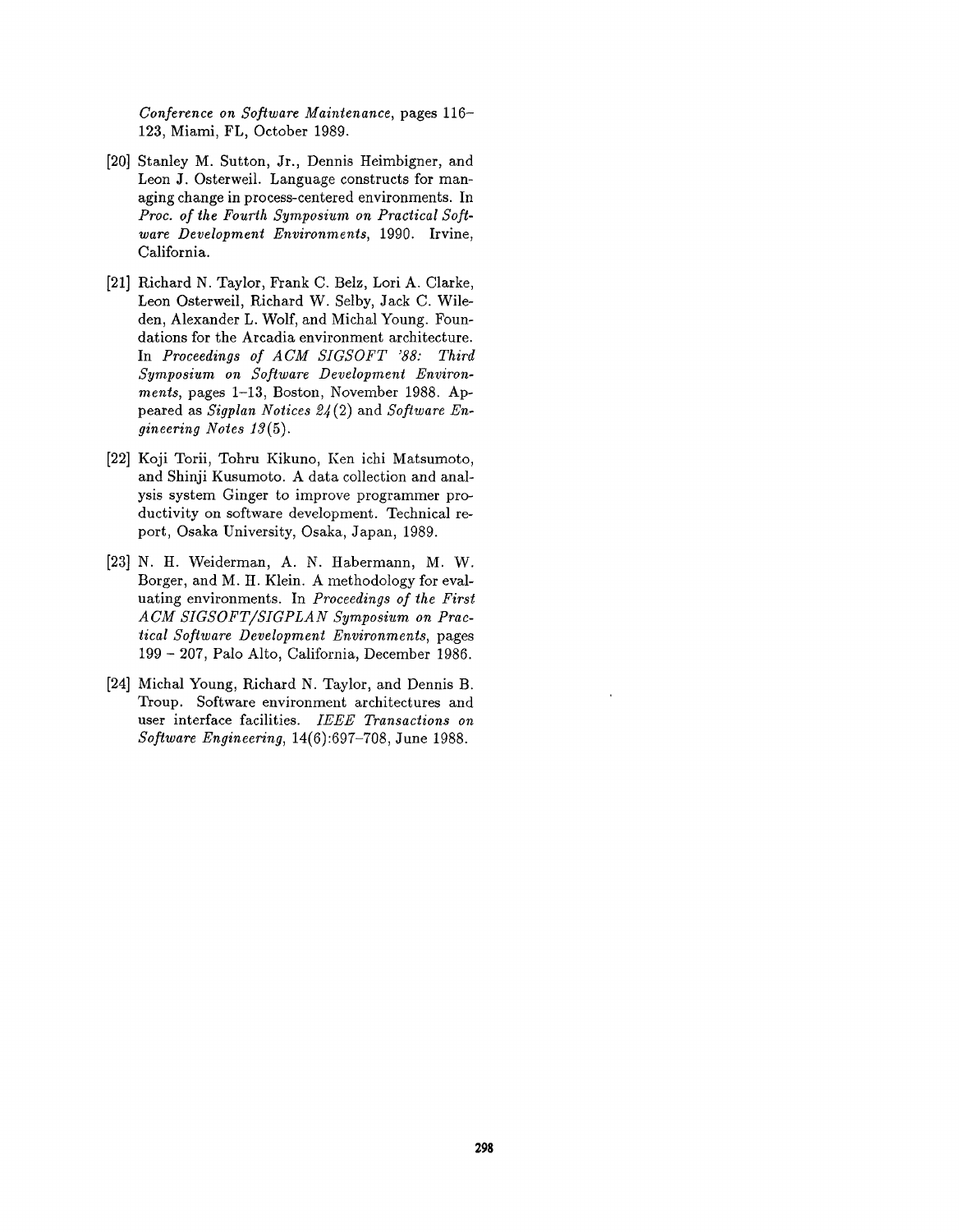*Conference on Software Maintenance*, pages 116–123, Miami, FL, October 1989.

[20] Stanley M. Sutton, Jr., Dennis Heimbigner, and Leon J. Osterweil. Language constructs for managing change in process-centered environments. In *Proc. of the Fourth Symposium on Practical Software Development Environments*, 1990. Irvine, California.

[21] Richard N. Taylor, Frank C. Belz, Lori A. Clarke, Leon Osterweil, Richard W. Selby, Jack C. Wileden, Alexander L. Wolf, and Michal Young. Foundations for the Arcadia environment architecture. In *Proceedings of ACM SIGSOFT '88: Third Symposium on Software Development Environments*, pages 1–13, Boston, November 1988. Appeared as *Sigplan Notices 24*(2) and *Software Engineering Notes 13*(5).

[22] Koji Torii, Tohru Kikuno, Ken ichi Matsumoto, and Shinji Kusumoto. A data collection and analysis system Ginger to improve programmer productivity on software development. Technical report, Osaka University, Osaka, Japan, 1989.

[23] N. H. Weiderman, A. N. Habermann, M. W. Borger, and M. H. Klein. A methodology for evaluating environments. In *Proceedings of the First ACM SIGSOFT/SIGPLAN Symposium on Practical Software Development Environments*, pages 199 – 207, Palo Alto, California, December 1986.

[24] Michal Young, Richard N. Taylor, and Dennis B. Troup. Software environment architectures and user interface facilities. *IEEE Transactions on Software Engineering*, 14(6):697–708, June 1988.